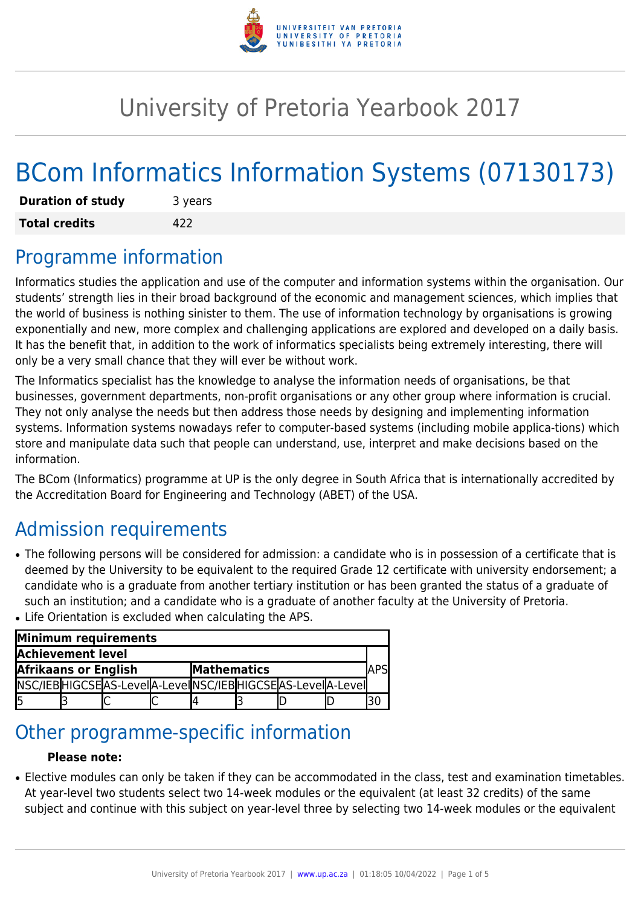# University of Pretoria Yearbook 2017

# BCom Informatics Information Systems (07130173)

| | |
|---|---|
| **Duration of study** | 3 years |
| **Total credits** | 422 |

## Programme information

Informatics studies the application and use of the computer and information systems within the organisation. Our students' strength lies in their broad background of the economic and management sciences, which implies that the world of business is nothing sinister to them. The use of information technology by organisations is growing exponentially and new, more complex and challenging applications are explored and developed on a daily basis. It has the benefit that, in addition to the work of informatics specialists being extremely interesting, there will only be a very small chance that they will ever be without work.

The Informatics specialist has the knowledge to analyse the information needs of organisations, be that businesses, government departments, non-profit organisations or any other group where information is crucial. They not only analyse the needs but then address those needs by designing and implementing information systems. Information systems nowadays refer to computer-based systems (including mobile applica-tions) which store and manipulate data such that people can understand, use, interpret and make decisions based on the information.

The BCom (Informatics) programme at UP is the only degree in South Africa that is internationally accredited by the Accreditation Board for Engineering and Technology (ABET) of the USA.

## Admission requirements

- The following persons will be considered for admission: a candidate who is in possession of a certificate that is deemed by the University to be equivalent to the required Grade 12 certificate with university endorsement; a candidate who is a graduate from another tertiary institution or has been granted the status of a graduate of such an institution; and a candidate who is a graduate of another faculty at the University of Pretoria.
- Life Orientation is excluded when calculating the APS.

| **Minimum requirements** | | | | | | | | |
|---|---|---|---|---|---|---|---|---|
| **Achievement level** | | | | | | | | **APS** |
| **Afrikaans or English** | | | | **Mathematics** | | | | |
| NSC/IEB | HIGCSE | AS-Level | A-Level | NSC/IEB | HIGCSE | AS-Level | A-Level | |
| 5 | 3 | C | C | 4 | 3 | D | D | 30 |

## Other programme-specific information

**Please note:**

- Elective modules can only be taken if they can be accommodated in the class, test and examination timetables. At year-level two students select two 14-week modules or the equivalent (at least 32 credits) of the same subject and continue with this subject on year-level three by selecting two 14-week modules or the equivalent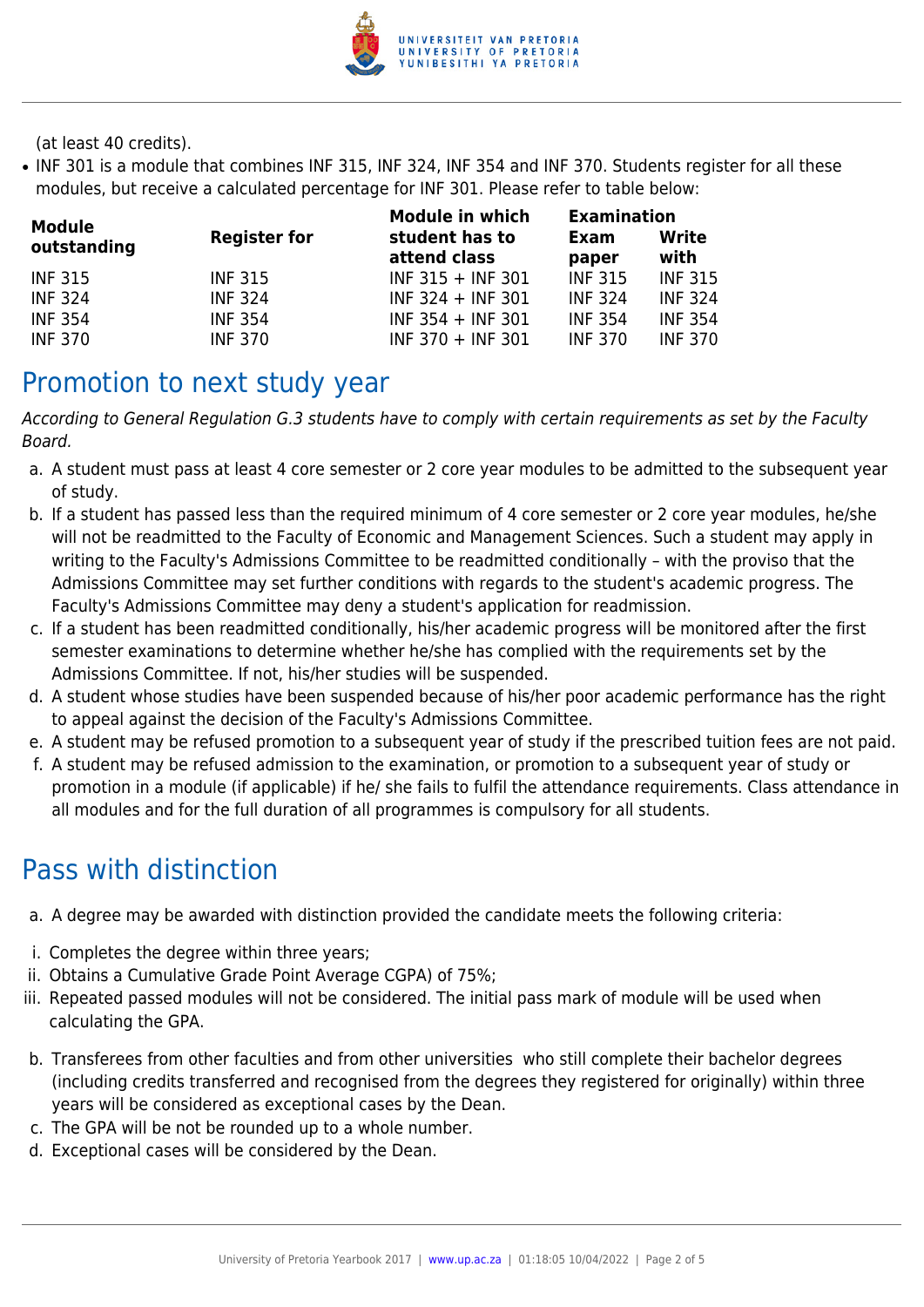(at least 40 credits).

- INF 301 is a module that combines INF 315, INF 324, INF 354 and INF 370. Students register for all these modules, but receive a calculated percentage for INF 301. Please refer to table below:

| Module outstanding | Register for | Module in which student has to attend class | Examination | |
|---|---|---|---|---|
| | | | Exam paper | Write with |
| INF 315 | INF 315 | INF 315 + INF 301 | INF 315 | INF 315 |
| INF 324 | INF 324 | INF 324 + INF 301 | INF 324 | INF 324 |
| INF 354 | INF 354 | INF 354 + INF 301 | INF 354 | INF 354 |
| INF 370 | INF 370 | INF 370 + INF 301 | INF 370 | INF 370 |

## Promotion to next study year

*According to General Regulation G.3 students have to comply with certain requirements as set by the Faculty Board.*

a. A student must pass at least 4 core semester or 2 core year modules to be admitted to the subsequent year of study.
b. If a student has passed less than the required minimum of 4 core semester or 2 core year modules, he/she will not be readmitted to the Faculty of Economic and Management Sciences. Such a student may apply in writing to the Faculty's Admissions Committee to be readmitted conditionally – with the proviso that the Admissions Committee may set further conditions with regards to the student's academic progress. The Faculty's Admissions Committee may deny a student's application for readmission.
c. If a student has been readmitted conditionally, his/her academic progress will be monitored after the first semester examinations to determine whether he/she has complied with the requirements set by the Admissions Committee. If not, his/her studies will be suspended.
d. A student whose studies have been suspended because of his/her poor academic performance has the right to appeal against the decision of the Faculty's Admissions Committee.
e. A student may be refused promotion to a subsequent year of study if the prescribed tuition fees are not paid.
f. A student may be refused admission to the examination, or promotion to a subsequent year of study or promotion in a module (if applicable) if he/ she fails to fulfil the attendance requirements. Class attendance in all modules and for the full duration of all programmes is compulsory for all students.

## Pass with distinction

a. A degree may be awarded with distinction provided the candidate meets the following criteria:

i. Completes the degree within three years;
ii. Obtains a Cumulative Grade Point Average CGPA) of 75%;
iii. Repeated passed modules will not be considered. The initial pass mark of module will be used when calculating the GPA.

b. Transferees from other faculties and from other universities who still complete their bachelor degrees (including credits transferred and recognised from the degrees they registered for originally) within three years will be considered as exceptional cases by the Dean.
c. The GPA will be not be rounded up to a whole number.
d. Exceptional cases will be considered by the Dean.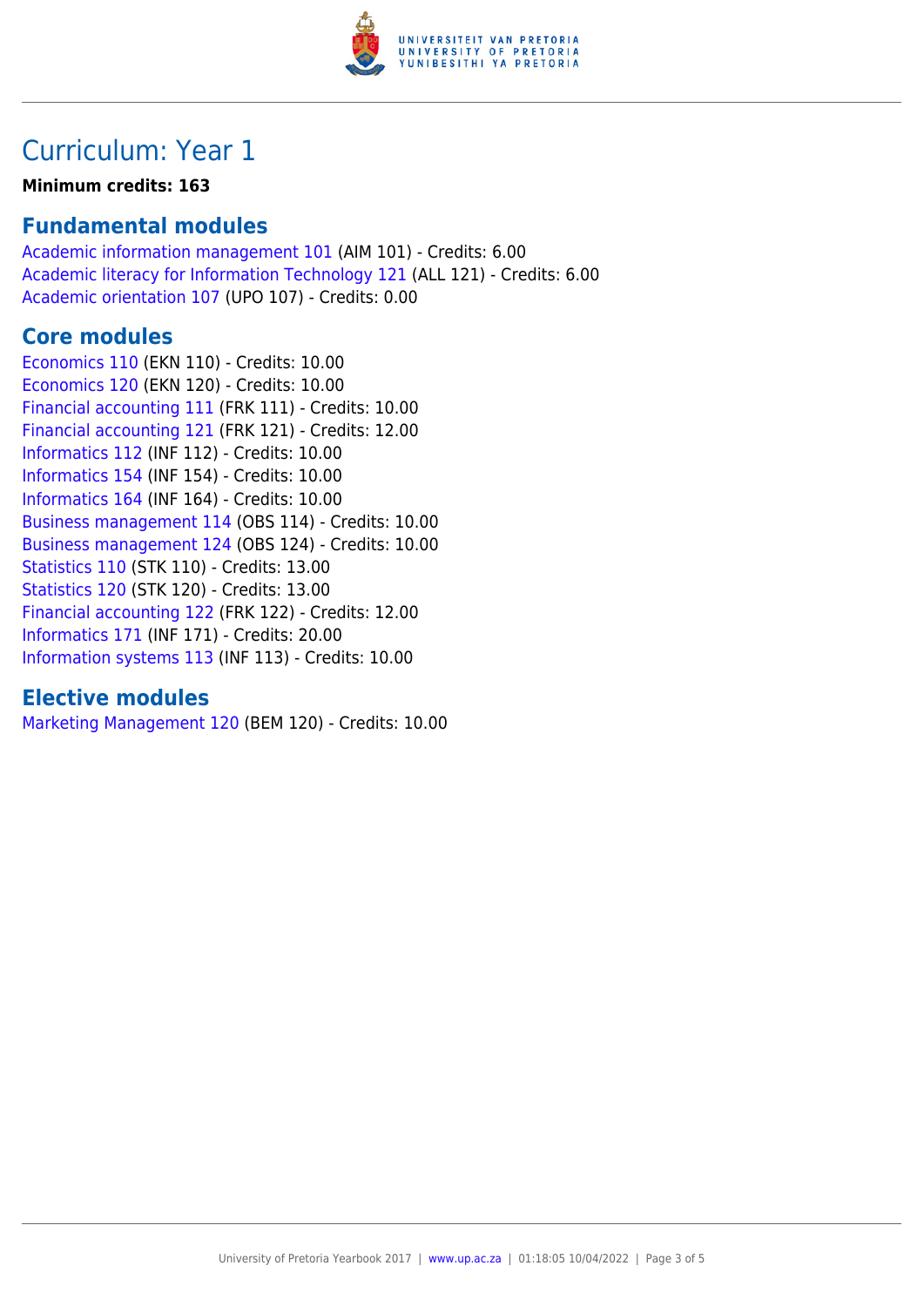# Curriculum: Year 1

**Minimum credits: 163**

## Fundamental modules

Academic information management 101 (AIM 101) - Credits: 6.00
Academic literacy for Information Technology 121 (ALL 121) - Credits: 6.00
Academic orientation 107 (UPO 107) - Credits: 0.00

## Core modules

Economics 110 (EKN 110) - Credits: 10.00
Economics 120 (EKN 120) - Credits: 10.00
Financial accounting 111 (FRK 111) - Credits: 10.00
Financial accounting 121 (FRK 121) - Credits: 12.00
Informatics 112 (INF 112) - Credits: 10.00
Informatics 154 (INF 154) - Credits: 10.00
Informatics 164 (INF 164) - Credits: 10.00
Business management 114 (OBS 114) - Credits: 10.00
Business management 124 (OBS 124) - Credits: 10.00
Statistics 110 (STK 110) - Credits: 13.00
Statistics 120 (STK 120) - Credits: 13.00
Financial accounting 122 (FRK 122) - Credits: 12.00
Informatics 171 (INF 171) - Credits: 20.00
Information systems 113 (INF 113) - Credits: 10.00

## Elective modules

Marketing Management 120 (BEM 120) - Credits: 10.00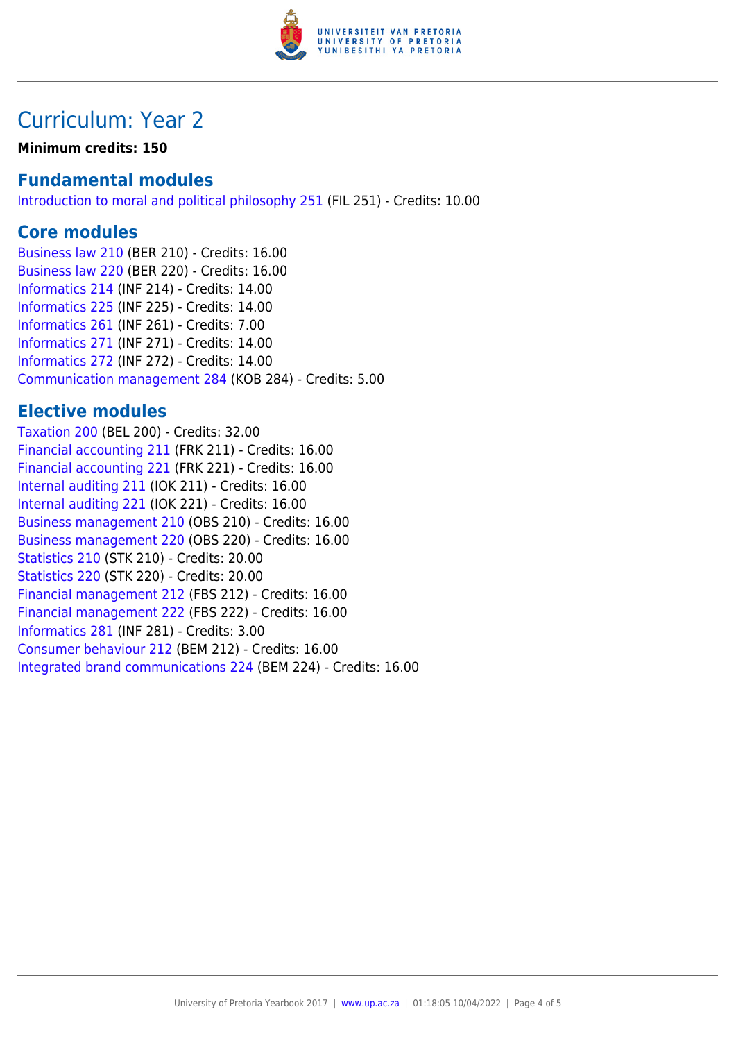# Curriculum: Year 2

**Minimum credits: 150**

## Fundamental modules

Introduction to moral and political philosophy 251 (FIL 251) - Credits: 10.00

## Core modules

Business law 210 (BER 210) - Credits: 16.00
Business law 220 (BER 220) - Credits: 16.00
Informatics 214 (INF 214) - Credits: 14.00
Informatics 225 (INF 225) - Credits: 14.00
Informatics 261 (INF 261) - Credits: 7.00
Informatics 271 (INF 271) - Credits: 14.00
Informatics 272 (INF 272) - Credits: 14.00
Communication management 284 (KOB 284) - Credits: 5.00

## Elective modules

Taxation 200 (BEL 200) - Credits: 32.00
Financial accounting 211 (FRK 211) - Credits: 16.00
Financial accounting 221 (FRK 221) - Credits: 16.00
Internal auditing 211 (IOK 211) - Credits: 16.00
Internal auditing 221 (IOK 221) - Credits: 16.00
Business management 210 (OBS 210) - Credits: 16.00
Business management 220 (OBS 220) - Credits: 16.00
Statistics 210 (STK 210) - Credits: 20.00
Statistics 220 (STK 220) - Credits: 20.00
Financial management 212 (FBS 212) - Credits: 16.00
Financial management 222 (FBS 222) - Credits: 16.00
Informatics 281 (INF 281) - Credits: 3.00
Consumer behaviour 212 (BEM 212) - Credits: 16.00
Integrated brand communications 224 (BEM 224) - Credits: 16.00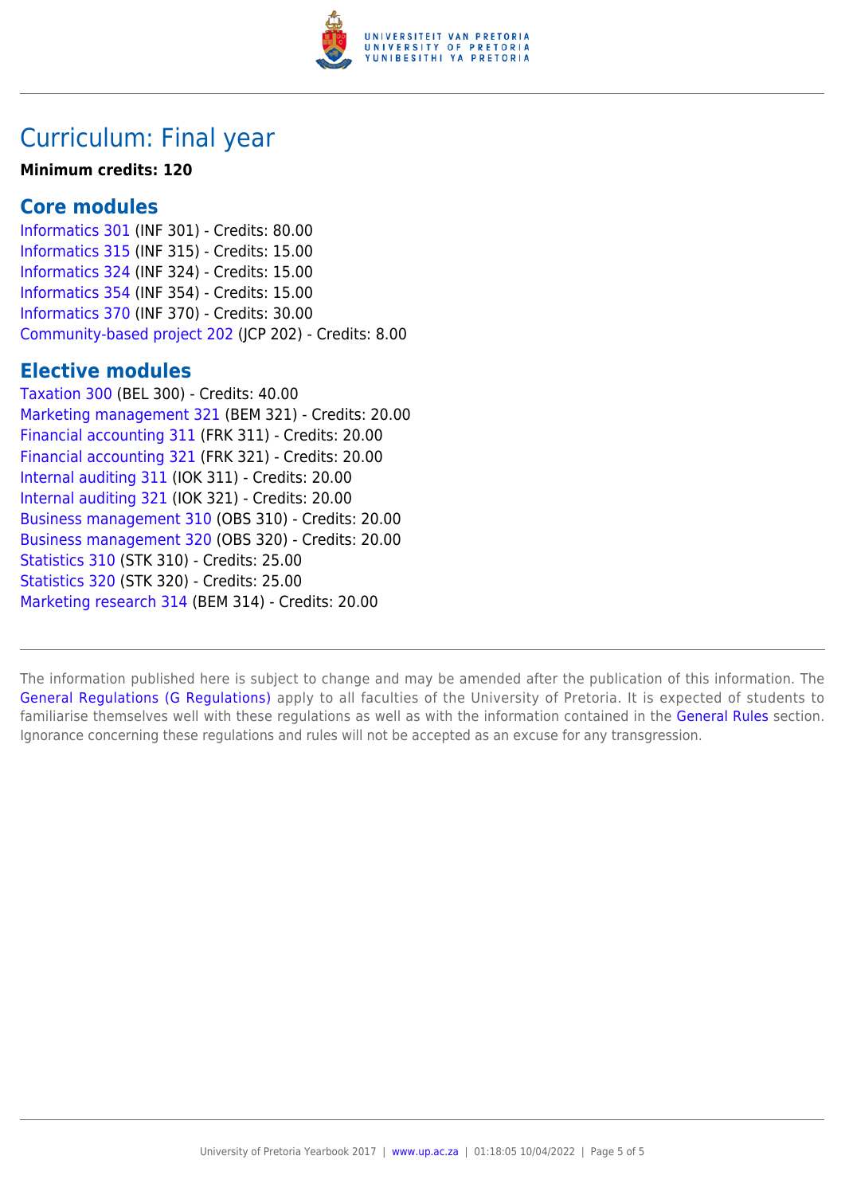## Curriculum: Final year

**Minimum credits: 120**

### Core modules

Informatics 301 (INF 301) - Credits: 80.00
Informatics 315 (INF 315) - Credits: 15.00
Informatics 324 (INF 324) - Credits: 15.00
Informatics 354 (INF 354) - Credits: 15.00
Informatics 370 (INF 370) - Credits: 30.00
Community-based project 202 (JCP 202) - Credits: 8.00

### Elective modules

Taxation 300 (BEL 300) - Credits: 40.00
Marketing management 321 (BEM 321) - Credits: 20.00
Financial accounting 311 (FRK 311) - Credits: 20.00
Financial accounting 321 (FRK 321) - Credits: 20.00
Internal auditing 311 (IOK 311) - Credits: 20.00
Internal auditing 321 (IOK 321) - Credits: 20.00
Business management 310 (OBS 310) - Credits: 20.00
Business management 320 (OBS 320) - Credits: 20.00
Statistics 310 (STK 310) - Credits: 25.00
Statistics 320 (STK 320) - Credits: 25.00
Marketing research 314 (BEM 314) - Credits: 20.00

---

The information published here is subject to change and may be amended after the publication of this information. The General Regulations (G Regulations) apply to all faculties of the University of Pretoria. It is expected of students to familiarise themselves well with these regulations as well as with the information contained in the General Rules section. Ignorance concerning these regulations and rules will not be accepted as an excuse for any transgression.